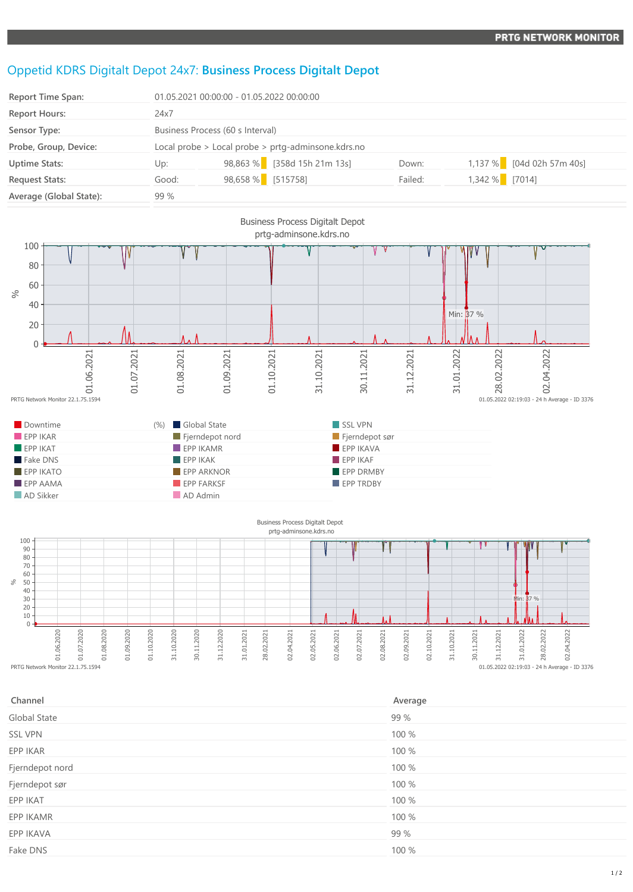# Oppetid KDRS Digitalt Depot 24x7: **Business Process Digitalt Depot**

| | | | | | |
|---|---|---|---|---|---|
| **Report Time Span:** | 01.05.2021 00:00:00 - 01.05.2022 00:00:00 | | | | |
| **Report Hours:** | 24x7 | | | | |
| **Sensor Type:** | Business Process (60 s Interval) | | | | |
| **Probe, Group, Device:** | Local probe > Local probe > prtg-adminsone.kdrs.no | | | | |
| **Uptime Stats:** | Up: 98,863 % | [358d 15h 21m 13s] | Down: | 1,137 % | [04d 02h 57m 40s] |
| **Request Stats:** | Good: 98,658 % | [515758] | Failed: | 1,342 % | [7014] |
| **Average (Global State):** | 99 % | | | | |

Business Process Digitalt Depot
prtg-adminsone.kdrs.no

PRTG Network Monitor 22.1.75.1594

01.05.2022 02:19:03 - 24 h Average - ID 3376

Legend: Downtime (%), Global State, SSL VPN, EPP IKAR, Fjerndepot nord, Fjerndepot sør, EPP IKAT, EPP IKAMR, EPP IKAVA, Fake DNS, EPP IKAK, EPP IKAF, EPP IKATO, EPP ARKNOR, EPP DRMBY, EPP AAMA, EPP FARKSF, EPP TRDBY, AD Sikker, AD Admin

Business Process Digitalt Depot
prtg-adminsone.kdrs.no

PRTG Network Monitor 22.1.75.1594

01.05.2022 02:19:03 - 24 h Average - ID 3376

| Channel | Average |
|---|---|
| Global State | 99 % |
| SSL VPN | 100 % |
| EPP IKAR | 100 % |
| Fjerndepot nord | 100 % |
| Fjerndepot sør | 100 % |
| EPP IKAT | 100 % |
| EPP IKAMR | 100 % |
| EPP IKAVA | 99 % |
| Fake DNS | 100 % |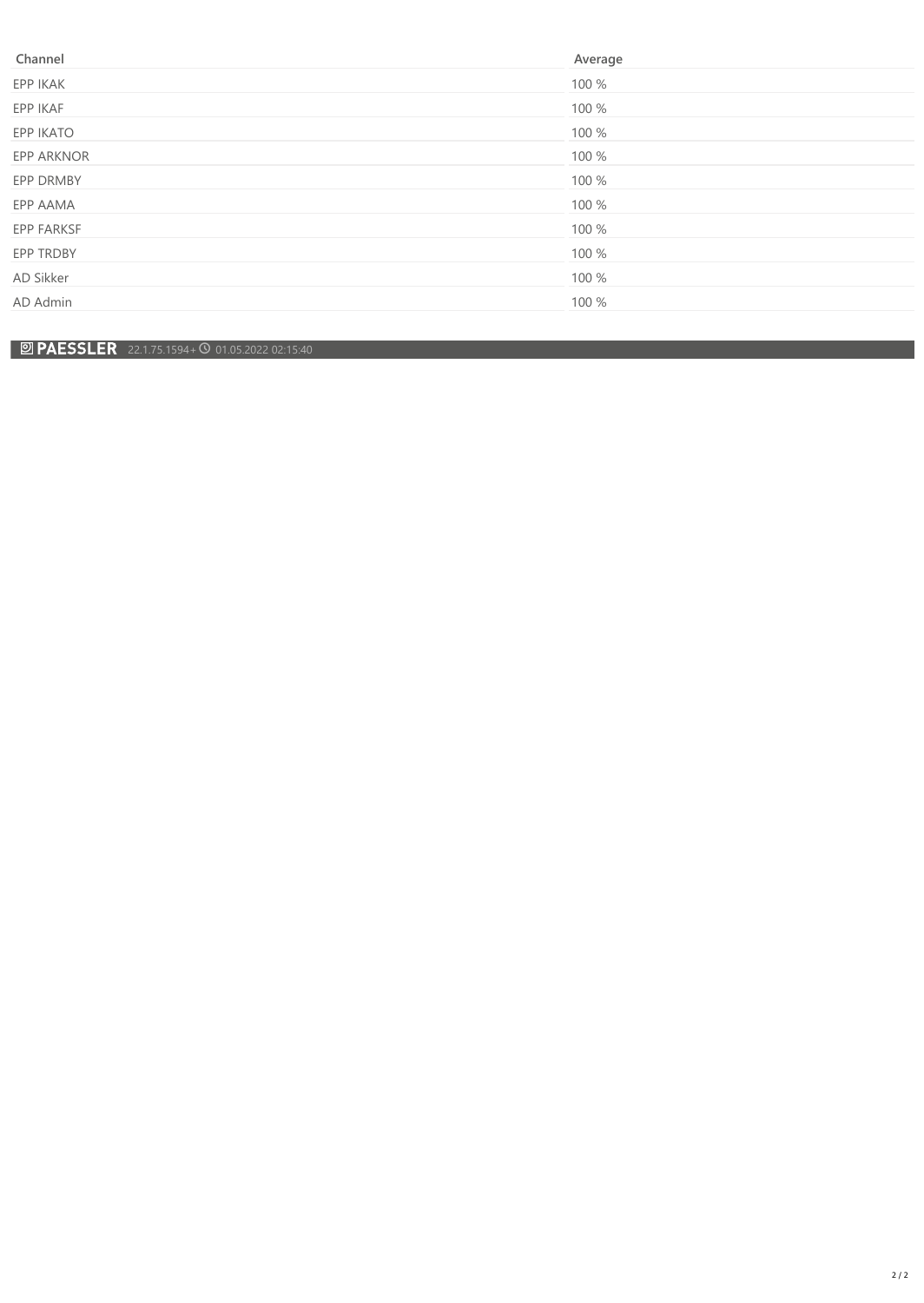| Channel | Average |
|---|---|
| EPP IKAK | 100 % |
| EPP IKAF | 100 % |
| EPP IKATO | 100 % |
| EPP ARKNOR | 100 % |
| EPP DRMBY | 100 % |
| EPP AAMA | 100 % |
| EPP FARKSF | 100 % |
| EPP TRDBY | 100 % |
| AD Sikker | 100 % |
| AD Admin | 100 % |

PAESSLER 22.1.75.1594+ 01.05.2022 02:15:40